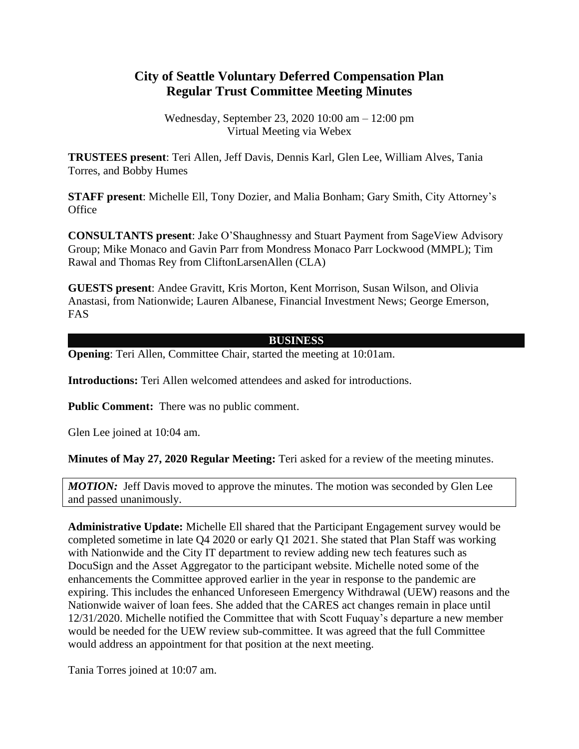# City of Seattle Voluntary Deferred Compensation Plan
# Regular Trust Committee Meeting Minutes

Wednesday, September 23, 2020 10:00 am – 12:00 pm
Virtual Meeting via Webex

**TRUSTEES present**: Teri Allen, Jeff Davis, Dennis Karl, Glen Lee, William Alves, Tania Torres, and Bobby Humes

**STAFF present**: Michelle Ell, Tony Dozier, and Malia Bonham; Gary Smith, City Attorney's Office

**CONSULTANTS present**: Jake O'Shaughnessy and Stuart Payment from SageView Advisory Group; Mike Monaco and Gavin Parr from Mondress Monaco Parr Lockwood (MMPL); Tim Rawal and Thomas Rey from CliftonLarsenAllen (CLA)

**GUESTS present**: Andee Gravitt, Kris Morton, Kent Morrison, Susan Wilson, and Olivia Anastasi, from Nationwide; Lauren Albanese, Financial Investment News; George Emerson, FAS

## BUSINESS

**Opening**: Teri Allen, Committee Chair, started the meeting at 10:01am.

**Introductions:** Teri Allen welcomed attendees and asked for introductions.

**Public Comment:** There was no public comment.

Glen Lee joined at 10:04 am.

**Minutes of May 27, 2020 Regular Meeting:** Teri asked for a review of the meeting minutes.

***MOTION:*** Jeff Davis moved to approve the minutes. The motion was seconded by Glen Lee and passed unanimously.

**Administrative Update:** Michelle Ell shared that the Participant Engagement survey would be completed sometime in late Q4 2020 or early Q1 2021. She stated that Plan Staff was working with Nationwide and the City IT department to review adding new tech features such as DocuSign and the Asset Aggregator to the participant website. Michelle noted some of the enhancements the Committee approved earlier in the year in response to the pandemic are expiring. This includes the enhanced Unforeseen Emergency Withdrawal (UEW) reasons and the Nationwide waiver of loan fees. She added that the CARES act changes remain in place until 12/31/2020. Michelle notified the Committee that with Scott Fuquay's departure a new member would be needed for the UEW review sub-committee. It was agreed that the full Committee would address an appointment for that position at the next meeting.

Tania Torres joined at 10:07 am.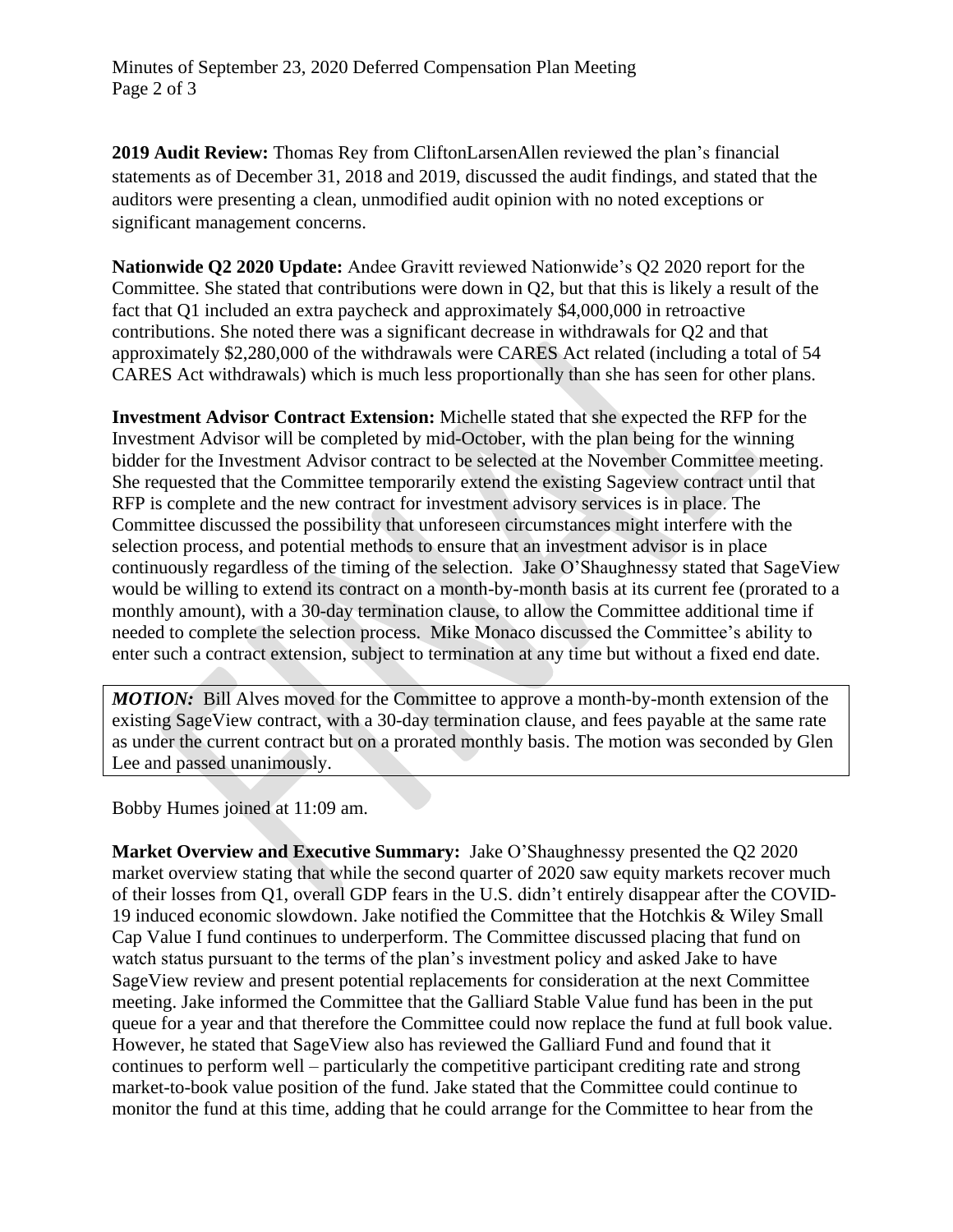**2019 Audit Review:** Thomas Rey from CliftonLarsenAllen reviewed the plan's financial statements as of December 31, 2018 and 2019, discussed the audit findings, and stated that the auditors were presenting a clean, unmodified audit opinion with no noted exceptions or significant management concerns.

**Nationwide Q2 2020 Update:** Andee Gravitt reviewed Nationwide's Q2 2020 report for the Committee. She stated that contributions were down in Q2, but that this is likely a result of the fact that Q1 included an extra paycheck and approximately $4,000,000 in retroactive contributions. She noted there was a significant decrease in withdrawals for Q2 and that approximately $2,280,000 of the withdrawals were CARES Act related (including a total of 54 CARES Act withdrawals) which is much less proportionally than she has seen for other plans.

**Investment Advisor Contract Extension:** Michelle stated that she expected the RFP for the Investment Advisor will be completed by mid-October, with the plan being for the winning bidder for the Investment Advisor contract to be selected at the November Committee meeting. She requested that the Committee temporarily extend the existing Sageview contract until that RFP is complete and the new contract for investment advisory services is in place. The Committee discussed the possibility that unforeseen circumstances might interfere with the selection process, and potential methods to ensure that an investment advisor is in place continuously regardless of the timing of the selection. Jake O'Shaughnessy stated that SageView would be willing to extend its contract on a month-by-month basis at its current fee (prorated to a monthly amount), with a 30-day termination clause, to allow the Committee additional time if needed to complete the selection process. Mike Monaco discussed the Committee's ability to enter such a contract extension, subject to termination at any time but without a fixed end date.

***MOTION:*** Bill Alves moved for the Committee to approve a month-by-month extension of the existing SageView contract, with a 30-day termination clause, and fees payable at the same rate as under the current contract but on a prorated monthly basis. The motion was seconded by Glen Lee and passed unanimously.

Bobby Humes joined at 11:09 am.

**Market Overview and Executive Summary:** Jake O'Shaughnessy presented the Q2 2020 market overview stating that while the second quarter of 2020 saw equity markets recover much of their losses from Q1, overall GDP fears in the U.S. didn't entirely disappear after the COVID-19 induced economic slowdown. Jake notified the Committee that the Hotchkis & Wiley Small Cap Value I fund continues to underperform. The Committee discussed placing that fund on watch status pursuant to the terms of the plan's investment policy and asked Jake to have SageView review and present potential replacements for consideration at the next Committee meeting. Jake informed the Committee that the Galliard Stable Value fund has been in the put queue for a year and that therefore the Committee could now replace the fund at full book value. However, he stated that SageView also has reviewed the Galliard Fund and found that it continues to perform well – particularly the competitive participant crediting rate and strong market-to-book value position of the fund. Jake stated that the Committee could continue to monitor the fund at this time, adding that he could arrange for the Committee to hear from the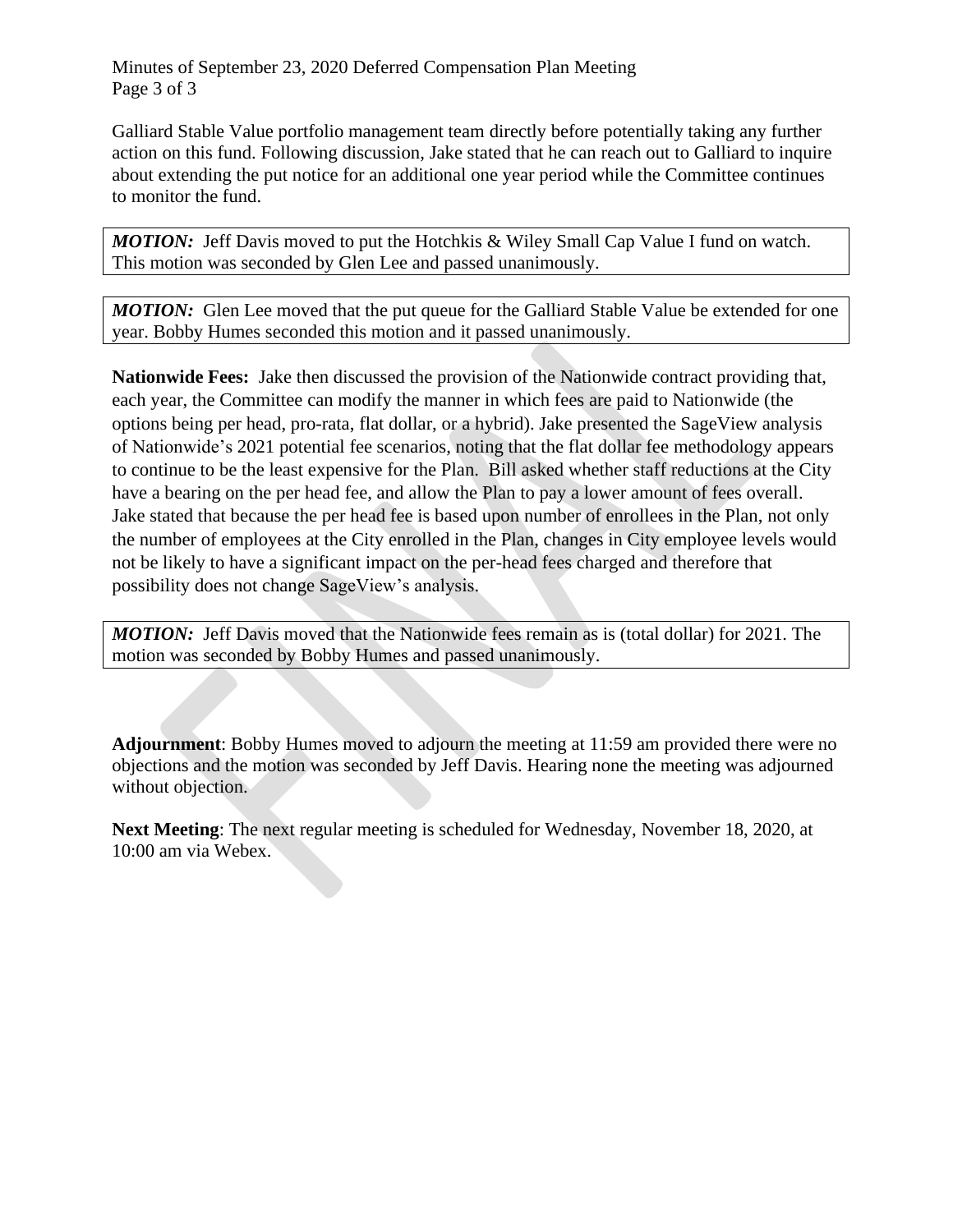Galliard Stable Value portfolio management team directly before potentially taking any further action on this fund. Following discussion, Jake stated that he can reach out to Galliard to inquire about extending the put notice for an additional one year period while the Committee continues to monitor the fund.

***MOTION:*** Jeff Davis moved to put the Hotchkis & Wiley Small Cap Value I fund on watch. This motion was seconded by Glen Lee and passed unanimously.

***MOTION:*** Glen Lee moved that the put queue for the Galliard Stable Value be extended for one year. Bobby Humes seconded this motion and it passed unanimously.

**Nationwide Fees:** Jake then discussed the provision of the Nationwide contract providing that, each year, the Committee can modify the manner in which fees are paid to Nationwide (the options being per head, pro-rata, flat dollar, or a hybrid). Jake presented the SageView analysis of Nationwide's 2021 potential fee scenarios, noting that the flat dollar fee methodology appears to continue to be the least expensive for the Plan. Bill asked whether staff reductions at the City have a bearing on the per head fee, and allow the Plan to pay a lower amount of fees overall. Jake stated that because the per head fee is based upon number of enrollees in the Plan, not only the number of employees at the City enrolled in the Plan, changes in City employee levels would not be likely to have a significant impact on the per-head fees charged and therefore that possibility does not change SageView's analysis.

***MOTION:*** Jeff Davis moved that the Nationwide fees remain as is (total dollar) for 2021. The motion was seconded by Bobby Humes and passed unanimously.

**Adjournment**: Bobby Humes moved to adjourn the meeting at 11:59 am provided there were no objections and the motion was seconded by Jeff Davis. Hearing none the meeting was adjourned without objection.

**Next Meeting**: The next regular meeting is scheduled for Wednesday, November 18, 2020, at 10:00 am via Webex.